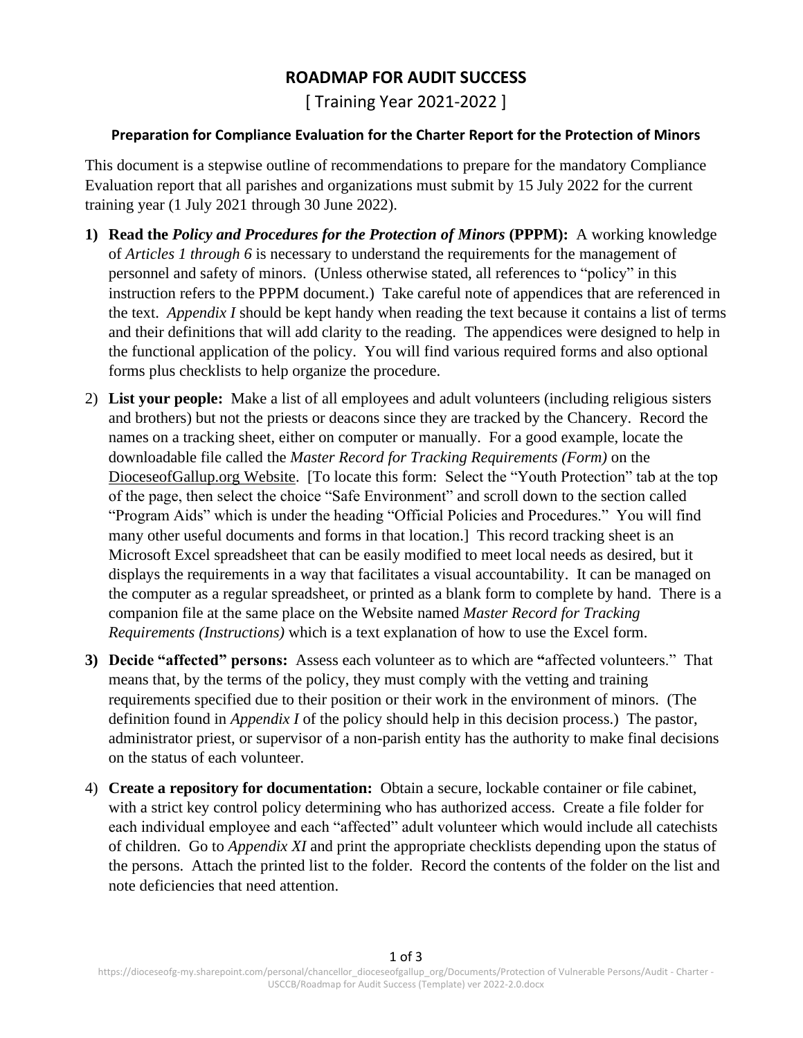# ROADMAP FOR AUDIT SUCCESS

[ Training Year 2021-2022 ]

### Preparation for Compliance Evaluation for the Charter Report for the Protection of Minors

This document is a stepwise outline of recommendations to prepare for the mandatory Compliance Evaluation report that all parishes and organizations must submit by 15 July 2022 for the current training year (1 July 2021 through 30 June 2022).

1) **Read the *Policy and Procedures for the Protection of Minors* (PPPM):** A working knowledge of *Articles 1 through 6* is necessary to understand the requirements for the management of personnel and safety of minors. (Unless otherwise stated, all references to "policy" in this instruction refers to the PPPM document.) Take careful note of appendices that are referenced in the text. *Appendix I* should be kept handy when reading the text because it contains a list of terms and their definitions that will add clarity to the reading. The appendices were designed to help in the functional application of the policy. You will find various required forms and also optional forms plus checklists to help organize the procedure.

2) **List your people:** Make a list of all employees and adult volunteers (including religious sisters and brothers) but not the priests or deacons since they are tracked by the Chancery. Record the names on a tracking sheet, either on computer or manually. For a good example, locate the downloadable file called the *Master Record for Tracking Requirements (Form)* on the DioceseofGallup.org Website. [To locate this form: Select the "Youth Protection" tab at the top of the page, then select the choice "Safe Environment" and scroll down to the section called "Program Aids" which is under the heading "Official Policies and Procedures." You will find many other useful documents and forms in that location.] This record tracking sheet is an Microsoft Excel spreadsheet that can be easily modified to meet local needs as desired, but it displays the requirements in a way that facilitates a visual accountability. It can be managed on the computer as a regular spreadsheet, or printed as a blank form to complete by hand. There is a companion file at the same place on the Website named *Master Record for Tracking Requirements (Instructions)* which is a text explanation of how to use the Excel form.

3) **Decide "affected" persons:** Assess each volunteer as to which are **"**affected volunteers." That means that, by the terms of the policy, they must comply with the vetting and training requirements specified due to their position or their work in the environment of minors. (The definition found in *Appendix I* of the policy should help in this decision process.) The pastor, administrator priest, or supervisor of a non-parish entity has the authority to make final decisions on the status of each volunteer.

4) **Create a repository for documentation:** Obtain a secure, lockable container or file cabinet, with a strict key control policy determining who has authorized access. Create a file folder for each individual employee and each "affected" adult volunteer which would include all catechists of children. Go to *Appendix XI* and print the appropriate checklists depending upon the status of the persons. Attach the printed list to the folder. Record the contents of the folder on the list and note deficiencies that need attention.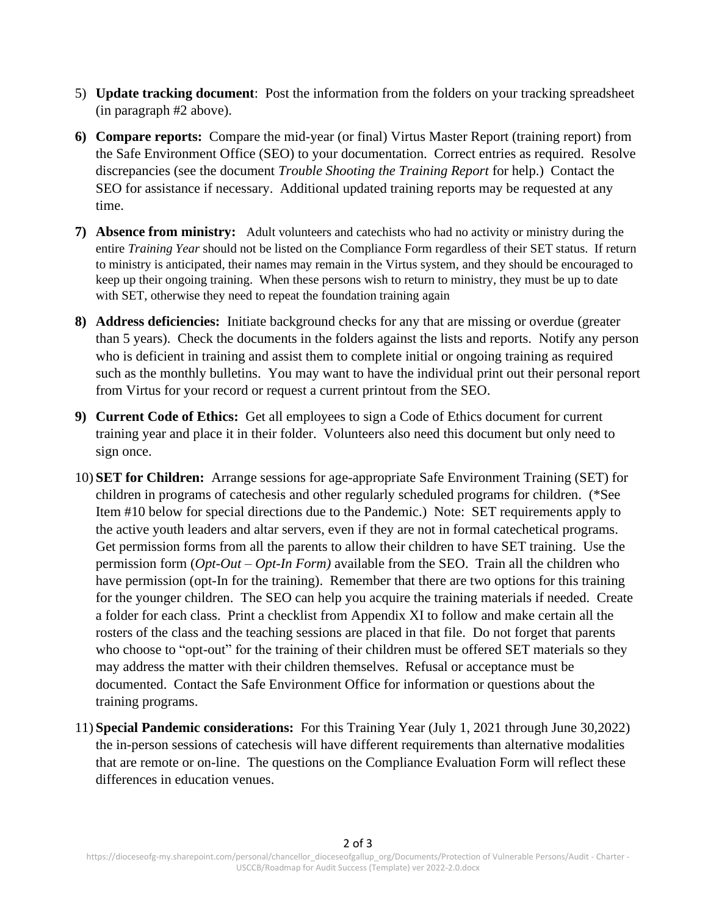5) **Update tracking document**: Post the information from the folders on your tracking spreadsheet (in paragraph #2 above).

6) **Compare reports:** Compare the mid-year (or final) Virtus Master Report (training report) from the Safe Environment Office (SEO) to your documentation. Correct entries as required. Resolve discrepancies (see the document *Trouble Shooting the Training Report* for help.) Contact the SEO for assistance if necessary. Additional updated training reports may be requested at any time.

7) **Absence from ministry:** Adult volunteers and catechists who had no activity or ministry during the entire *Training Year* should not be listed on the Compliance Form regardless of their SET status. If return to ministry is anticipated, their names may remain in the Virtus system, and they should be encouraged to keep up their ongoing training. When these persons wish to return to ministry, they must be up to date with SET, otherwise they need to repeat the foundation training again

8) **Address deficiencies:** Initiate background checks for any that are missing or overdue (greater than 5 years). Check the documents in the folders against the lists and reports. Notify any person who is deficient in training and assist them to complete initial or ongoing training as required such as the monthly bulletins. You may want to have the individual print out their personal report from Virtus for your record or request a current printout from the SEO.

9) **Current Code of Ethics:** Get all employees to sign a Code of Ethics document for current training year and place it in their folder. Volunteers also need this document but only need to sign once.

10) **SET for Children:** Arrange sessions for age-appropriate Safe Environment Training (SET) for children in programs of catechesis and other regularly scheduled programs for children. (*See Item #10 below for special directions due to the Pandemic.) Note: SET requirements apply to the active youth leaders and altar servers, even if they are not in formal catechetical programs. Get permission forms from all the parents to allow their children to have SET training. Use the permission form (*Opt-Out – Opt-In Form)* available from the SEO. Train all the children who have permission (opt-In for the training). Remember that there are two options for this training for the younger children. The SEO can help you acquire the training materials if needed. Create a folder for each class. Print a checklist from Appendix XI to follow and make certain all the rosters of the class and the teaching sessions are placed in that file. Do not forget that parents who choose to "opt-out" for the training of their children must be offered SET materials so they may address the matter with their children themselves. Refusal or acceptance must be documented. Contact the Safe Environment Office for information or questions about the training programs.

11) **Special Pandemic considerations:** For this Training Year (July 1, 2021 through June 30,2022) the in-person sessions of catechesis will have different requirements than alternative modalities that are remote or on-line. The questions on the Compliance Evaluation Form will reflect these differences in education venues.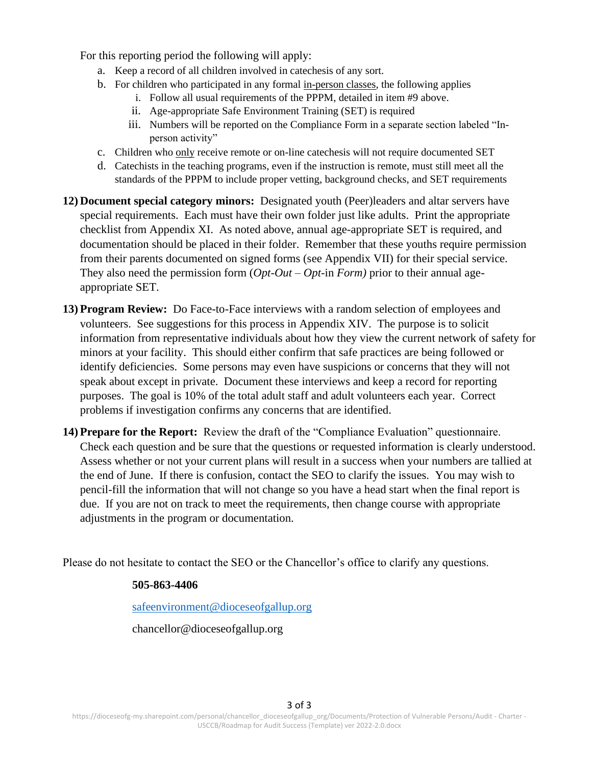For this reporting period the following will apply:

a. Keep a record of all children involved in catechesis of any sort.
b. For children who participated in any formal <u>in-person classes</u>, the following applies
    i. Follow all usual requirements of the PPPM, detailed in item #9 above.
    ii. Age-appropriate Safe Environment Training (SET) is required
    iii. Numbers will be reported on the Compliance Form in a separate section labeled "In-person activity"
c. Children who <u>only</u> receive remote or on-line catechesis will not require documented SET
d. Catechists in the teaching programs, even if the instruction is remote, must still meet all the standards of the PPPM to include proper vetting, background checks, and SET requirements

12) **Document special category minors:** Designated youth (Peer)leaders and altar servers have special requirements. Each must have their own folder just like adults. Print the appropriate checklist from Appendix XI. As noted above, annual age-appropriate SET is required, and documentation should be placed in their folder. Remember that these youths require permission from their parents documented on signed forms (see Appendix VII) for their special service. They also need the permission form (*Opt-Out – Opt-*in *Form)* prior to their annual age-appropriate SET.

13) **Program Review:** Do Face-to-Face interviews with a random selection of employees and volunteers. See suggestions for this process in Appendix XIV. The purpose is to solicit information from representative individuals about how they view the current network of safety for minors at your facility. This should either confirm that safe practices are being followed or identify deficiencies. Some persons may even have suspicions or concerns that they will not speak about except in private. Document these interviews and keep a record for reporting purposes. The goal is 10% of the total adult staff and adult volunteers each year. Correct problems if investigation confirms any concerns that are identified.

14) **Prepare for the Report:** Review the draft of the "Compliance Evaluation" questionnaire. Check each question and be sure that the questions or requested information is clearly understood. Assess whether or not your current plans will result in a success when your numbers are tallied at the end of June. If there is confusion, contact the SEO to clarify the issues. You may wish to pencil-fill the information that will not change so you have a head start when the final report is due. If you are not on track to meet the requirements, then change course with appropriate adjustments in the program or documentation.

Please do not hesitate to contact the SEO or the Chancellor's office to clarify any questions.

**505-863-4406**

[safeenvironment@dioceseofgallup.org](mailto:safeenvironment@dioceseofgallup.org)

chancellor@dioceseofgallup.org